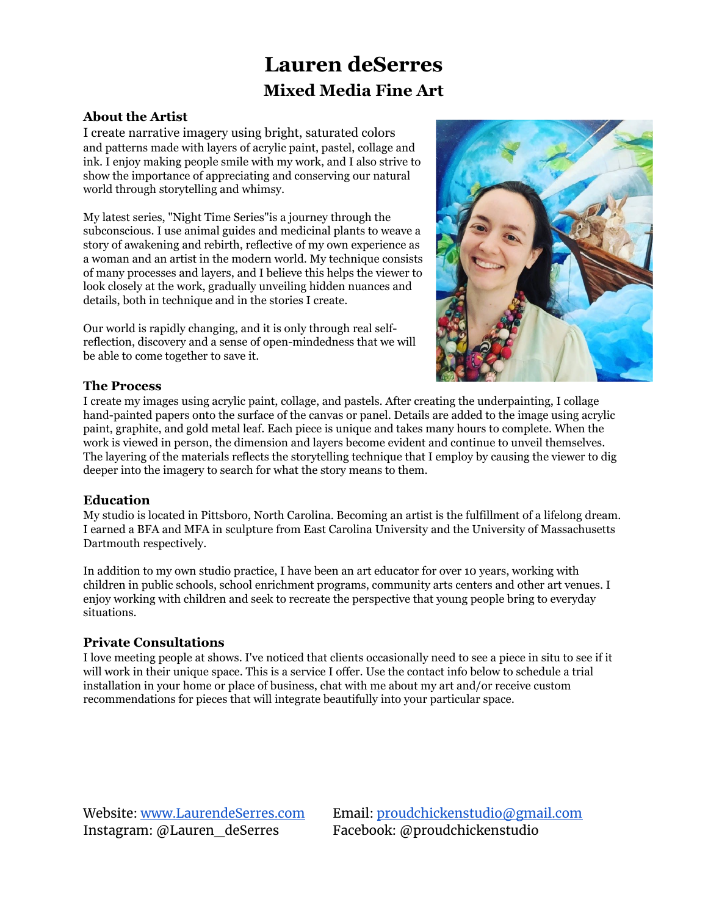# Lauren deSerres

## Mixed Media Fine Art

### About the Artist

I create narrative imagery using bright, saturated colors and patterns made with layers of acrylic paint, pastel, collage and ink. I enjoy making people smile with my work, and I also strive to show the importance of appreciating and conserving our natural world through storytelling and whimsy.

My latest series, "Night Time Series"is a journey through the subconscious. I use animal guides and medicinal plants to weave a story of awakening and rebirth, reflective of my own experience as a woman and an artist in the modern world. My technique consists of many processes and layers, and I believe this helps the viewer to look closely at the work, gradually unveiling hidden nuances and details, both in technique and in the stories I create.

Our world is rapidly changing, and it is only through real self-reflection, discovery and a sense of open-mindedness that we will be able to come together to save it.

### The Process

I create my images using acrylic paint, collage, and pastels. After creating the underpainting, I collage hand-painted papers onto the surface of the canvas or panel. Details are added to the image using acrylic paint, graphite, and gold metal leaf. Each piece is unique and takes many hours to complete. When the work is viewed in person, the dimension and layers become evident and continue to unveil themselves. The layering of the materials reflects the storytelling technique that I employ by causing the viewer to dig deeper into the imagery to search for what the story means to them.

### Education

My studio is located in Pittsboro, North Carolina. Becoming an artist is the fulfillment of a lifelong dream. I earned a BFA and MFA in sculpture from East Carolina University and the University of Massachusetts Dartmouth respectively.

In addition to my own studio practice, I have been an art educator for over 10 years, working with children in public schools, school enrichment programs, community arts centers and other art venues. I enjoy working with children and seek to recreate the perspective that young people bring to everyday situations.

### Private Consultations

I love meeting people at shows. I've noticed that clients occasionally need to see a piece in situ to see if it will work in their unique space. This is a service I offer. Use the contact info below to schedule a trial installation in your home or place of business, chat with me about my art and/or receive custom recommendations for pieces that will integrate beautifully into your particular space.

Website: [www.LaurendeSerres.com](http://www.LaurendeSerres.com)
Instagram: @Lauren_deSerres

Email: [proudchickenstudio@gmail.com](mailto:proudchickenstudio@gmail.com)
Facebook: @proudchickenstudio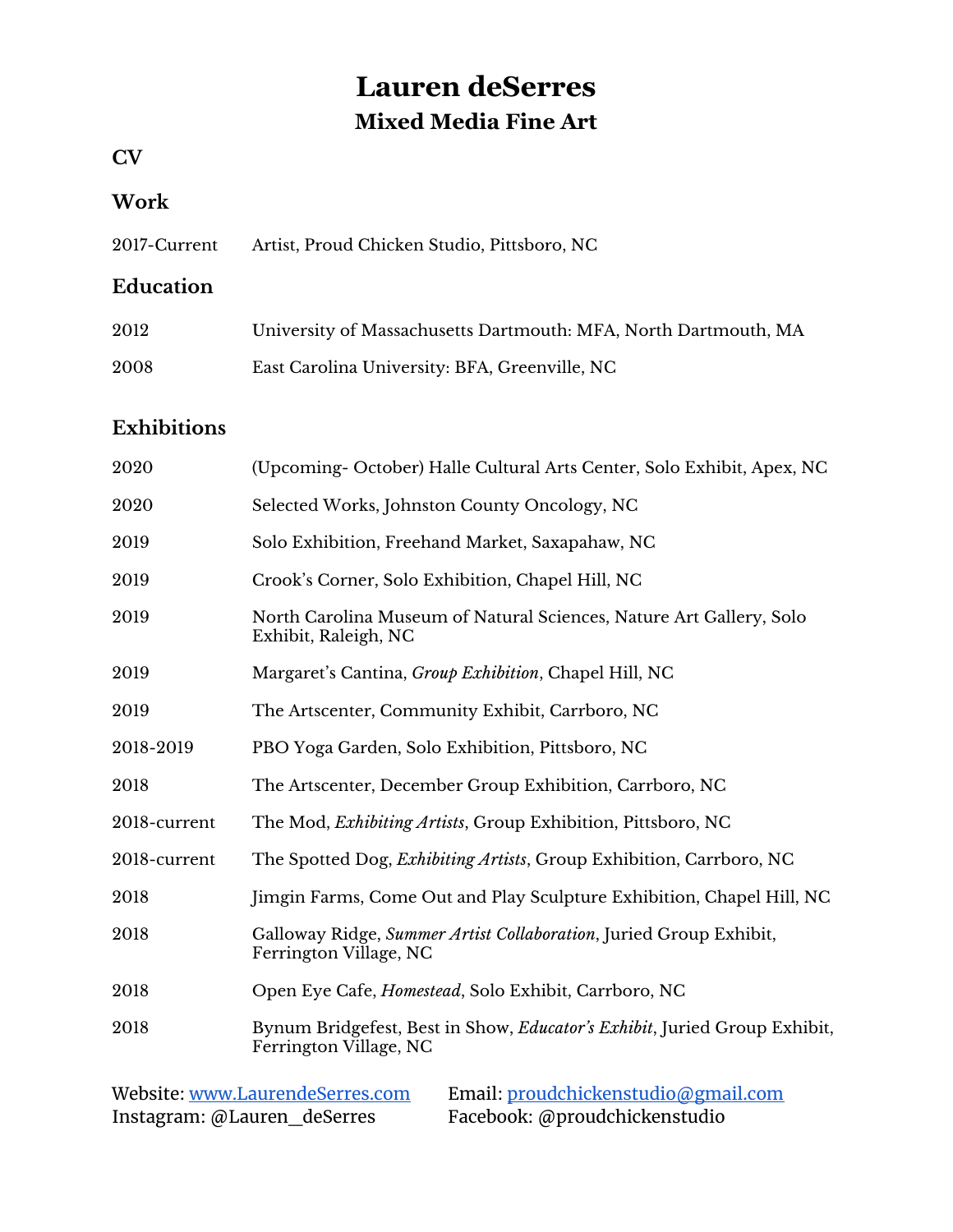# Lauren deSerres

## Mixed Media Fine Art

### CV

### Work

| | |
|---|---|
| 2017-Current | Artist, Proud Chicken Studio, Pittsboro, NC |

### Education

| | |
|---|---|
| 2012 | University of Massachusetts Dartmouth: MFA, North Dartmouth, MA |
| 2008 | East Carolina University: BFA, Greenville, NC |

### Exhibitions

| | |
|---|---|
| 2020 | (Upcoming- October) Halle Cultural Arts Center, Solo Exhibit, Apex, NC |
| 2020 | Selected Works, Johnston County Oncology, NC |
| 2019 | Solo Exhibition, Freehand Market, Saxapahaw, NC |
| 2019 | Crook's Corner, Solo Exhibition, Chapel Hill, NC |
| 2019 | North Carolina Museum of Natural Sciences, Nature Art Gallery, Solo Exhibit, Raleigh, NC |
| 2019 | Margaret's Cantina, *Group Exhibition*, Chapel Hill, NC |
| 2019 | The Artscenter, Community Exhibit, Carrboro, NC |
| 2018-2019 | PBO Yoga Garden, Solo Exhibition, Pittsboro, NC |
| 2018 | The Artscenter, December Group Exhibition, Carrboro, NC |
| 2018-current | The Mod, *Exhibiting Artists*, Group Exhibition, Pittsboro, NC |
| 2018-current | The Spotted Dog, *Exhibiting Artists*, Group Exhibition, Carrboro, NC |
| 2018 | Jimgin Farms, Come Out and Play Sculpture Exhibition, Chapel Hill, NC |
| 2018 | Galloway Ridge, *Summer Artist Collaboration*, Juried Group Exhibit, Ferrington Village, NC |
| 2018 | Open Eye Cafe, *Homestead*, Solo Exhibit, Carrboro, NC |
| 2018 | Bynum Bridgefest, Best in Show, *Educator's Exhibit*, Juried Group Exhibit, Ferrington Village, NC |

Website: [www.LaurendeSerres.com](http://www.LaurendeSerres.com)
Instagram: @Lauren_deSerres

Email: [proudchickenstudio@gmail.com](mailto:proudchickenstudio@gmail.com)
Facebook: @proudchickenstudio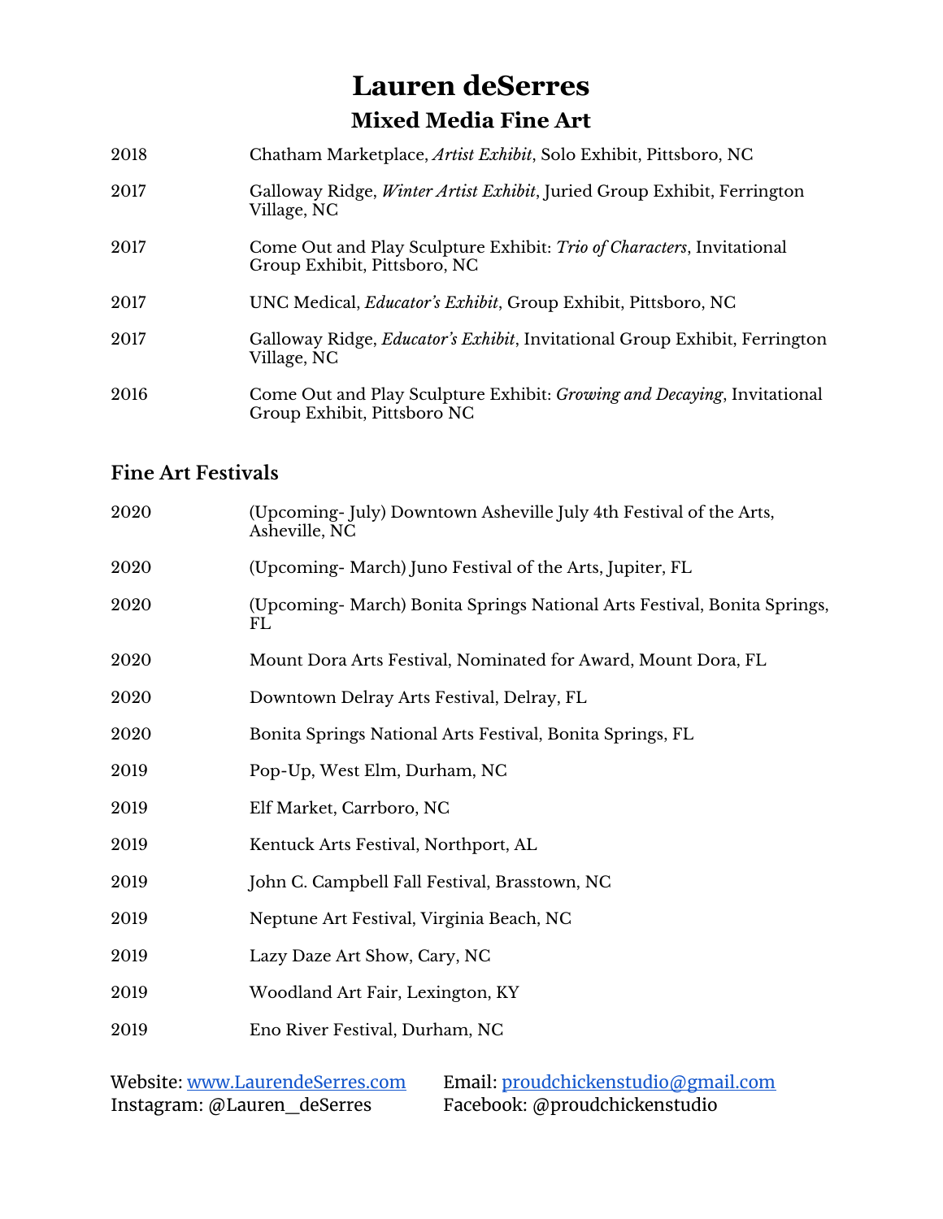# Lauren deSerres

## Mixed Media Fine Art

| | |
|---|---|
| 2018 | Chatham Marketplace, *Artist Exhibit*, Solo Exhibit, Pittsboro, NC |
| 2017 | Galloway Ridge, *Winter Artist Exhibit*, Juried Group Exhibit, Ferrington Village, NC |
| 2017 | Come Out and Play Sculpture Exhibit: *Trio of Characters*, Invitational Group Exhibit, Pittsboro, NC |
| 2017 | UNC Medical, *Educator's Exhibit*, Group Exhibit, Pittsboro, NC |
| 2017 | Galloway Ridge, *Educator's Exhibit*, Invitational Group Exhibit, Ferrington Village, NC |
| 2016 | Come Out and Play Sculpture Exhibit: *Growing and Decaying*, Invitational Group Exhibit, Pittsboro NC |

### Fine Art Festivals

| | |
|---|---|
| 2020 | (Upcoming- July) Downtown Asheville July 4th Festival of the Arts, Asheville, NC |
| 2020 | (Upcoming- March) Juno Festival of the Arts, Jupiter, FL |
| 2020 | (Upcoming- March) Bonita Springs National Arts Festival, Bonita Springs, FL |
| 2020 | Mount Dora Arts Festival, Nominated for Award, Mount Dora, FL |
| 2020 | Downtown Delray Arts Festival, Delray, FL |
| 2020 | Bonita Springs National Arts Festival, Bonita Springs, FL |
| 2019 | Pop-Up, West Elm, Durham, NC |
| 2019 | Elf Market, Carrboro, NC |
| 2019 | Kentuck Arts Festival, Northport, AL |
| 2019 | John C. Campbell Fall Festival, Brasstown, NC |
| 2019 | Neptune Art Festival, Virginia Beach, NC |
| 2019 | Lazy Daze Art Show, Cary, NC |
| 2019 | Woodland Art Fair, Lexington, KY |
| 2019 | Eno River Festival, Durham, NC |

Website: [www.LaurendeSerres.com](http://www.LaurendeSerres.com)
Instagram: @Lauren_deSerres
Email: [proudchickenstudio@gmail.com](mailto:proudchickenstudio@gmail.com)
Facebook: @proudchickenstudio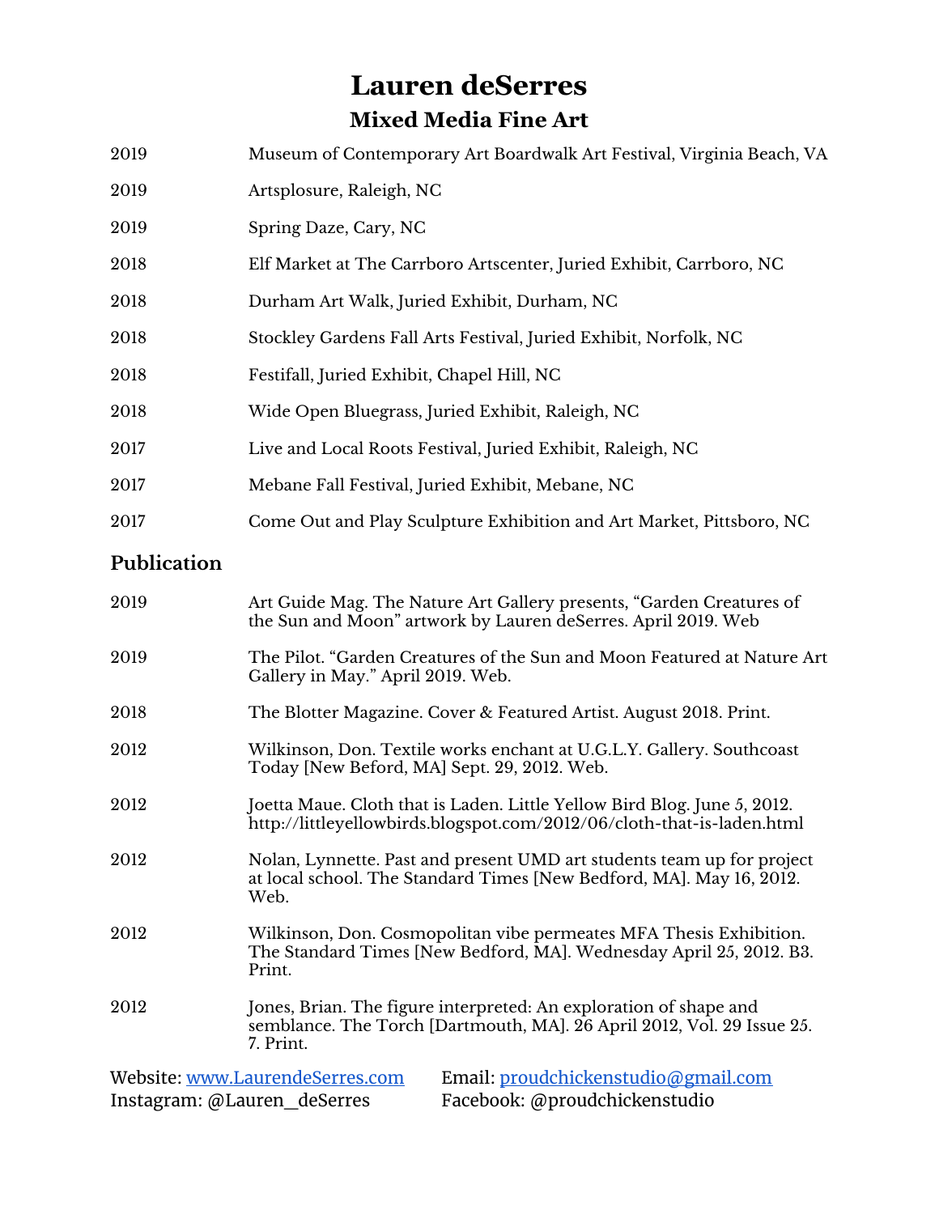# Lauren deSerres

## Mixed Media Fine Art

| | |
|---|---|
| 2019 | Museum of Contemporary Art Boardwalk Art Festival, Virginia Beach, VA |
| 2019 | Artsplosure, Raleigh, NC |
| 2019 | Spring Daze, Cary, NC |
| 2018 | Elf Market at The Carrboro Artscenter, Juried Exhibit, Carrboro, NC |
| 2018 | Durham Art Walk, Juried Exhibit, Durham, NC |
| 2018 | Stockley Gardens Fall Arts Festival, Juried Exhibit, Norfolk, NC |
| 2018 | Festifall, Juried Exhibit, Chapel Hill, NC |
| 2018 | Wide Open Bluegrass, Juried Exhibit, Raleigh, NC |
| 2017 | Live and Local Roots Festival, Juried Exhibit, Raleigh, NC |
| 2017 | Mebane Fall Festival, Juried Exhibit, Mebane, NC |
| 2017 | Come Out and Play Sculpture Exhibition and Art Market, Pittsboro, NC |

### Publication

| | |
|---|---|
| 2019 | Art Guide Mag. The Nature Art Gallery presents, "Garden Creatures of the Sun and Moon" artwork by Lauren deSerres. April 2019. Web |
| 2019 | The Pilot. "Garden Creatures of the Sun and Moon Featured at Nature Art Gallery in May." April 2019. Web. |
| 2018 | The Blotter Magazine. Cover & Featured Artist. August 2018. Print. |
| 2012 | Wilkinson, Don. Textile works enchant at U.G.L.Y. Gallery. Southcoast Today [New Beford, MA] Sept. 29, 2012. Web. |
| 2012 | Joetta Maue. Cloth that is Laden. Little Yellow Bird Blog. June 5, 2012. http://littleyellowbirds.blogspot.com/2012/06/cloth-that-is-laden.html |
| 2012 | Nolan, Lynnette. Past and present UMD art students team up for project at local school. The Standard Times [New Bedford, MA]. May 16, 2012. Web. |
| 2012 | Wilkinson, Don. Cosmopolitan vibe permeates MFA Thesis Exhibition. The Standard Times [New Bedford, MA]. Wednesday April 25, 2012. B3. Print. |
| 2012 | Jones, Brian. The figure interpreted: An exploration of shape and semblance. The Torch [Dartmouth, MA]. 26 April 2012, Vol. 29 Issue 25. 7. Print. |

Website: www.LaurendeSerres.com
Instagram: @Lauren_deSerres
Email: proudchickenstudio@gmail.com
Facebook: @proudchickenstudio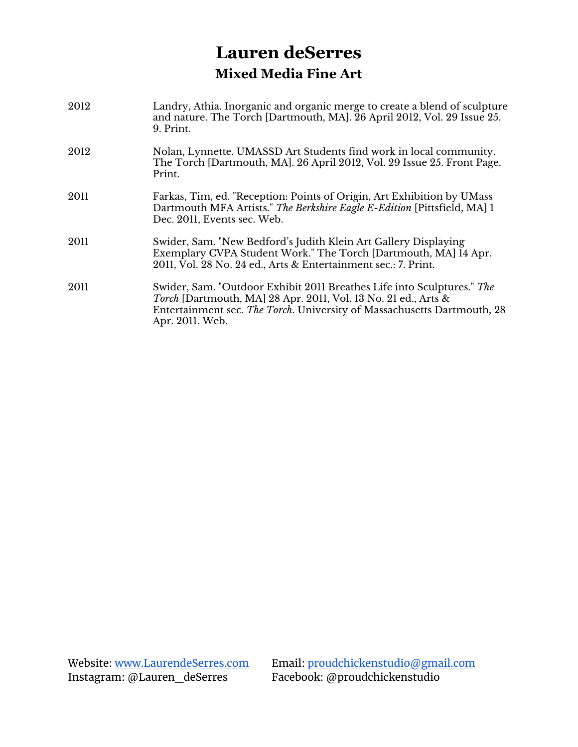# Lauren deSerres

## Mixed Media Fine Art

| | |
|---|---|
| 2012 | Landry, Athia. Inorganic and organic merge to create a blend of sculpture and nature. The Torch [Dartmouth, MA]. 26 April 2012, Vol. 29 Issue 25. 9. Print. |
| 2012 | Nolan, Lynnette. UMASSD Art Students find work in local community. The Torch [Dartmouth, MA]. 26 April 2012, Vol. 29 Issue 25. Front Page. Print. |
| 2011 | Farkas, Tim, ed. "Reception: Points of Origin, Art Exhibition by UMass Dartmouth MFA Artists." *The Berkshire Eagle E-Edition* [Pittsfield, MA] 1 Dec. 2011, Events sec. Web. |
| 2011 | Swider, Sam. "New Bedford's Judith Klein Art Gallery Displaying Exemplary CVPA Student Work." The Torch [Dartmouth, MA] 14 Apr. 2011, Vol. 28 No. 24 ed., Arts & Entertainment sec.: 7. Print. |
| 2011 | Swider, Sam. "Outdoor Exhibit 2011 Breathes Life into Sculptures." *The Torch* [Dartmouth, MA] 28 Apr. 2011, Vol. 13 No. 21 ed., Arts & Entertainment sec. *The Torch*. University of Massachusetts Dartmouth, 28 Apr. 2011. Web. |

Website: [www.LaurendeSerres.com](http://www.LaurendeSerres.com)
Instagram: @Lauren_deSerres

Email: [proudchickenstudio@gmail.com](mailto:proudchickenstudio@gmail.com)
Facebook: @proudchickenstudio